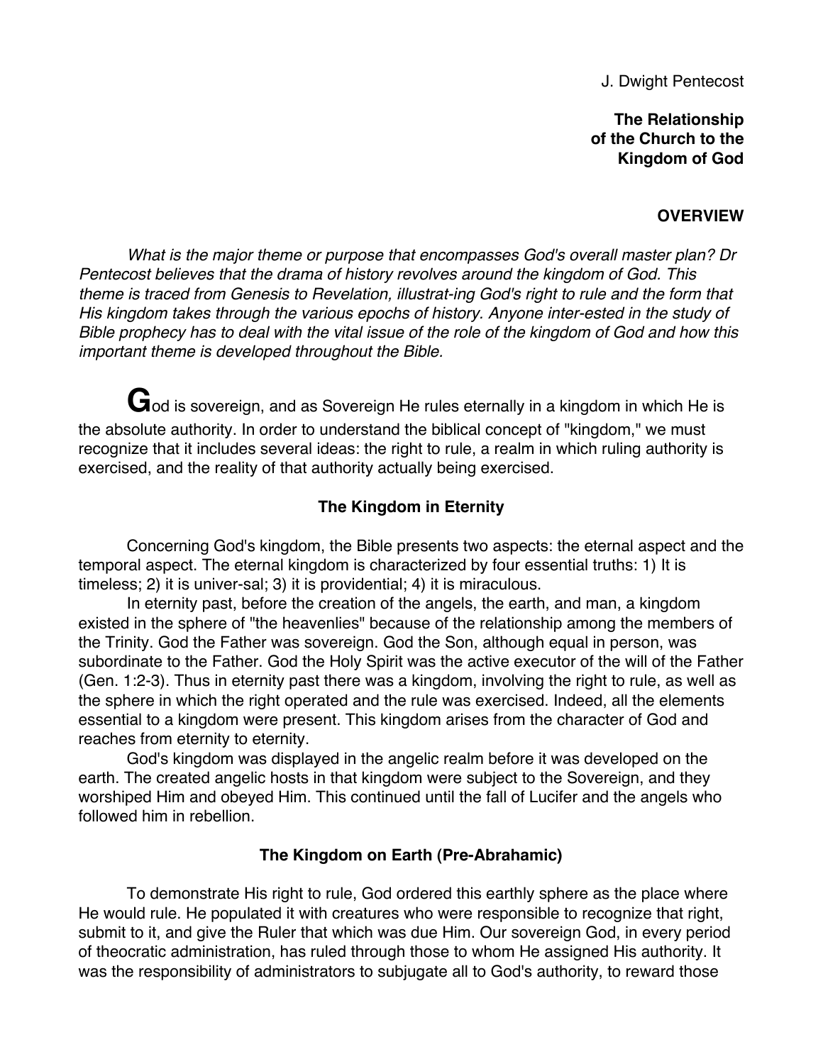J. Dwight Pentecost

# The Relationship of the Church to the Kingdom of God

## OVERVIEW

*What is the major theme or purpose that encompasses God's overall master plan? Dr Pentecost believes that the drama of history revolves around the kingdom of God. This theme is traced from Genesis to Revelation, illustrat-ing God's right to rule and the form that His kingdom takes through the various epochs of history. Anyone inter-ested in the study of Bible prophecy has to deal with the vital issue of the role of the kingdom of God and how this important theme is developed throughout the Bible.*

God is sovereign, and as Sovereign He rules eternally in a kingdom in which He is the absolute authority. In order to understand the biblical concept of "kingdom," we must recognize that it includes several ideas: the right to rule, a realm in which ruling authority is exercised, and the reality of that authority actually being exercised.

### The Kingdom in Eternity

Concerning God's kingdom, the Bible presents two aspects: the eternal aspect and the temporal aspect. The eternal kingdom is characterized by four essential truths: 1) It is timeless; 2) it is univer-sal; 3) it is providential; 4) it is miraculous.

In eternity past, before the creation of the angels, the earth, and man, a kingdom existed in the sphere of "the heavenlies" because of the relationship among the members of the Trinity. God the Father was sovereign. God the Son, although equal in person, was subordinate to the Father. God the Holy Spirit was the active executor of the will of the Father (Gen. 1:2-3). Thus in eternity past there was a kingdom, involving the right to rule, as well as the sphere in which the right operated and the rule was exercised. Indeed, all the elements essential to a kingdom were present. This kingdom arises from the character of God and reaches from eternity to eternity.

God's kingdom was displayed in the angelic realm before it was developed on the earth. The created angelic hosts in that kingdom were subject to the Sovereign, and they worshiped Him and obeyed Him. This continued until the fall of Lucifer and the angels who followed him in rebellion.

### The Kingdom on Earth (Pre-Abrahamic)

To demonstrate His right to rule, God ordered this earthly sphere as the place where He would rule. He populated it with creatures who were responsible to recognize that right, submit to it, and give the Ruler that which was due Him. Our sovereign God, in every period of theocratic administration, has ruled through those to whom He assigned His authority. It was the responsibility of administrators to subjugate all to God's authority, to reward those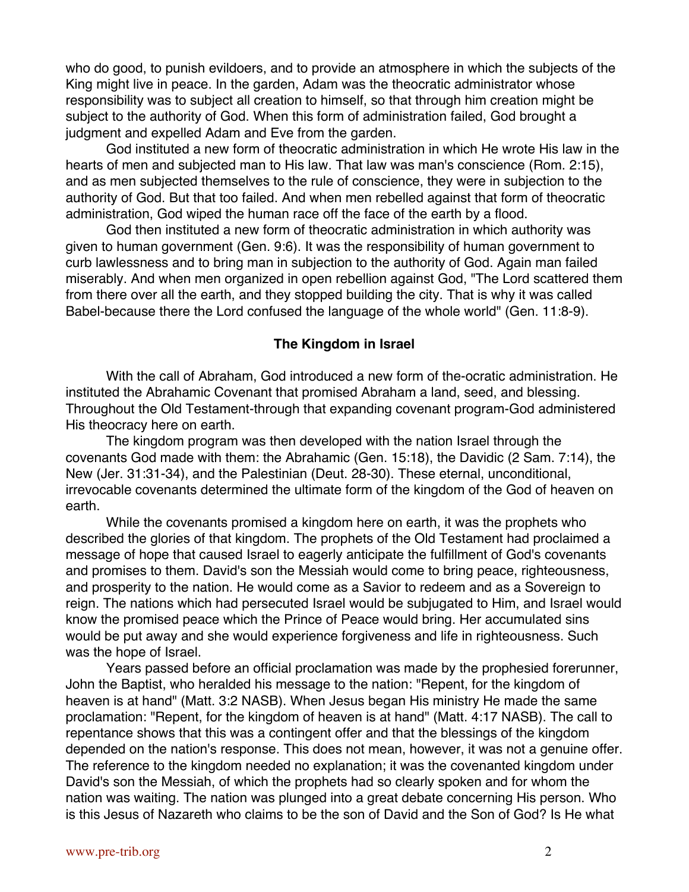who do good, to punish evildoers, and to provide an atmosphere in which the subjects of the King might live in peace. In the garden, Adam was the theocratic administrator whose responsibility was to subject all creation to himself, so that through him creation might be subject to the authority of God. When this form of administration failed, God brought a judgment and expelled Adam and Eve from the garden.

God instituted a new form of theocratic administration in which He wrote His law in the hearts of men and subjected man to His law. That law was man's conscience (Rom. 2:15), and as men subjected themselves to the rule of conscience, they were in subjection to the authority of God. But that too failed. And when men rebelled against that form of theocratic administration, God wiped the human race off the face of the earth by a flood.

God then instituted a new form of theocratic administration in which authority was given to human government (Gen. 9:6). It was the responsibility of human government to curb lawlessness and to bring man in subjection to the authority of God. Again man failed miserably. And when men organized in open rebellion against God, "The Lord scattered them from there over all the earth, and they stopped building the city. That is why it was called Babel-because there the Lord confused the language of the whole world" (Gen. 11:8-9).

### The Kingdom in Israel

With the call of Abraham, God introduced a new form of the-ocratic administration. He instituted the Abrahamic Covenant that promised Abraham a land, seed, and blessing. Throughout the Old Testament-through that expanding covenant program-God administered His theocracy here on earth.

The kingdom program was then developed with the nation Israel through the covenants God made with them: the Abrahamic (Gen. 15:18), the Davidic (2 Sam. 7:14), the New (Jer. 31:31-34), and the Palestinian (Deut. 28-30). These eternal, unconditional, irrevocable covenants determined the ultimate form of the kingdom of the God of heaven on earth.

While the covenants promised a kingdom here on earth, it was the prophets who described the glories of that kingdom. The prophets of the Old Testament had proclaimed a message of hope that caused Israel to eagerly anticipate the fulfillment of God's covenants and promises to them. David's son the Messiah would come to bring peace, righteousness, and prosperity to the nation. He would come as a Savior to redeem and as a Sovereign to reign. The nations which had persecuted Israel would be subjugated to Him, and Israel would know the promised peace which the Prince of Peace would bring. Her accumulated sins would be put away and she would experience forgiveness and life in righteousness. Such was the hope of Israel.

Years passed before an official proclamation was made by the prophesied forerunner, John the Baptist, who heralded his message to the nation: "Repent, for the kingdom of heaven is at hand" (Matt. 3:2 NASB). When Jesus began His ministry He made the same proclamation: "Repent, for the kingdom of heaven is at hand" (Matt. 4:17 NASB). The call to repentance shows that this was a contingent offer and that the blessings of the kingdom depended on the nation's response. This does not mean, however, it was not a genuine offer. The reference to the kingdom needed no explanation; it was the covenanted kingdom under David's son the Messiah, of which the prophets had so clearly spoken and for whom the nation was waiting. The nation was plunged into a great debate concerning His person. Who is this Jesus of Nazareth who claims to be the son of David and the Son of God? Is He what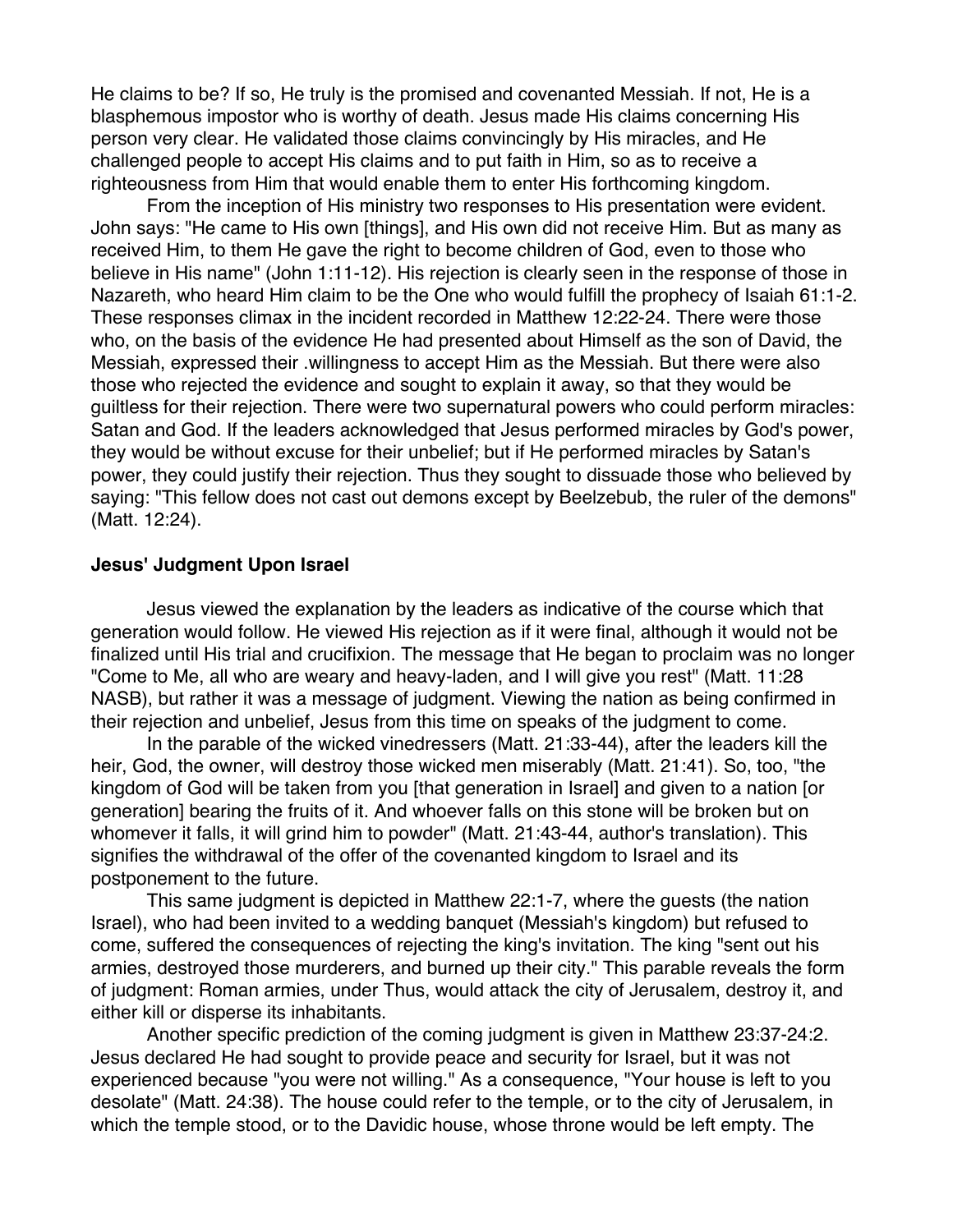He claims to be? If so, He truly is the promised and covenanted Messiah. If not, He is a blasphemous impostor who is worthy of death. Jesus made His claims concerning His person very clear. He validated those claims convincingly by His miracles, and He challenged people to accept His claims and to put faith in Him, so as to receive a righteousness from Him that would enable them to enter His forthcoming kingdom.

From the inception of His ministry two responses to His presentation were evident. John says: "He came to His own [things], and His own did not receive Him. But as many as received Him, to them He gave the right to become children of God, even to those who believe in His name" (John 1:11-12). His rejection is clearly seen in the response of those in Nazareth, who heard Him claim to be the One who would fulfill the prophecy of Isaiah 61:1-2. These responses climax in the incident recorded in Matthew 12:22-24. There were those who, on the basis of the evidence He had presented about Himself as the son of David, the Messiah, expressed their .willingness to accept Him as the Messiah. But there were also those who rejected the evidence and sought to explain it away, so that they would be guiltless for their rejection. There were two supernatural powers who could perform miracles: Satan and God. If the leaders acknowledged that Jesus performed miracles by God's power, they would be without excuse for their unbelief; but if He performed miracles by Satan's power, they could justify their rejection. Thus they sought to dissuade those who believed by saying: "This fellow does not cast out demons except by Beelzebub, the ruler of the demons" (Matt. 12:24).

**Jesus' Judgment Upon Israel**

Jesus viewed the explanation by the leaders as indicative of the course which that generation would follow. He viewed His rejection as if it were final, although it would not be finalized until His trial and crucifixion. The message that He began to proclaim was no longer "Come to Me, all who are weary and heavy-laden, and I will give you rest" (Matt. 11:28 NASB), but rather it was a message of judgment. Viewing the nation as being confirmed in their rejection and unbelief, Jesus from this time on speaks of the judgment to come.

In the parable of the wicked vinedressers (Matt. 21:33-44), after the leaders kill the heir, God, the owner, will destroy those wicked men miserably (Matt. 21:41). So, too, "the kingdom of God will be taken from you [that generation in Israel] and given to a nation [or generation] bearing the fruits of it. And whoever falls on this stone will be broken but on whomever it falls, it will grind him to powder" (Matt. 21:43-44, author's translation). This signifies the withdrawal of the offer of the covenanted kingdom to Israel and its postponement to the future.

This same judgment is depicted in Matthew 22:1-7, where the guests (the nation Israel), who had been invited to a wedding banquet (Messiah's kingdom) but refused to come, suffered the consequences of rejecting the king's invitation. The king "sent out his armies, destroyed those murderers, and burned up their city." This parable reveals the form of judgment: Roman armies, under Thus, would attack the city of Jerusalem, destroy it, and either kill or disperse its inhabitants.

Another specific prediction of the coming judgment is given in Matthew 23:37-24:2. Jesus declared He had sought to provide peace and security for Israel, but it was not experienced because "you were not willing." As a consequence, "Your house is left to you desolate" (Matt. 24:38). The house could refer to the temple, or to the city of Jerusalem, in which the temple stood, or to the Davidic house, whose throne would be left empty. The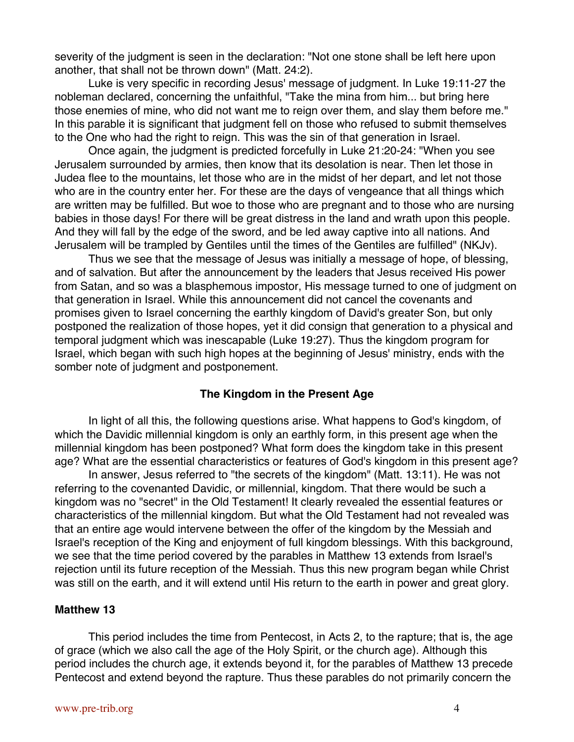severity of the judgment is seen in the declaration: "Not one stone shall be left here upon another, that shall not be thrown down" (Matt. 24:2).

Luke is very specific in recording Jesus' message of judgment. In Luke 19:11-27 the nobleman declared, concerning the unfaithful, "Take the mina from him... but bring here those enemies of mine, who did not want me to reign over them, and slay them before me." In this parable it is significant that judgment fell on those who refused to submit themselves to the One who had the right to reign. This was the sin of that generation in Israel.

Once again, the judgment is predicted forcefully in Luke 21:20-24: "When you see Jerusalem surrounded by armies, then know that its desolation is near. Then let those in Judea flee to the mountains, let those who are in the midst of her depart, and let not those who are in the country enter her. For these are the days of vengeance that all things which are written may be fulfilled. But woe to those who are pregnant and to those who are nursing babies in those days! For there will be great distress in the land and wrath upon this people. And they will fall by the edge of the sword, and be led away captive into all nations. And Jerusalem will be trampled by Gentiles until the times of the Gentiles are fulfilled" (NKJv).

Thus we see that the message of Jesus was initially a message of hope, of blessing, and of salvation. But after the announcement by the leaders that Jesus received His power from Satan, and so was a blasphemous impostor, His message turned to one of judgment on that generation in Israel. While this announcement did not cancel the covenants and promises given to Israel concerning the earthly kingdom of David's greater Son, but only postponed the realization of those hopes, yet it did consign that generation to a physical and temporal judgment which was inescapable (Luke 19:27). Thus the kingdom program for Israel, which began with such high hopes at the beginning of Jesus' ministry, ends with the somber note of judgment and postponement.

## The Kingdom in the Present Age

In light of all this, the following questions arise. What happens to God's kingdom, of which the Davidic millennial kingdom is only an earthly form, in this present age when the millennial kingdom has been postponed? What form does the kingdom take in this present age? What are the essential characteristics or features of God's kingdom in this present age?

In answer, Jesus referred to "the secrets of the kingdom" (Matt. 13:11). He was not referring to the covenanted Davidic, or millennial, kingdom. That there would be such a kingdom was no "secret" in the Old Testament! It clearly revealed the essential features or characteristics of the millennial kingdom. But what the Old Testament had not revealed was that an entire age would intervene between the offer of the kingdom by the Messiah and Israel's reception of the King and enjoyment of full kingdom blessings. With this background, we see that the time period covered by the parables in Matthew 13 extends from Israel's rejection until its future reception of the Messiah. Thus this new program began while Christ was still on the earth, and it will extend until His return to the earth in power and great glory.

### Matthew 13

This period includes the time from Pentecost, in Acts 2, to the rapture; that is, the age of grace (which we also call the age of the Holy Spirit, or the church age). Although this period includes the church age, it extends beyond it, for the parables of Matthew 13 precede Pentecost and extend beyond the rapture. Thus these parables do not primarily concern the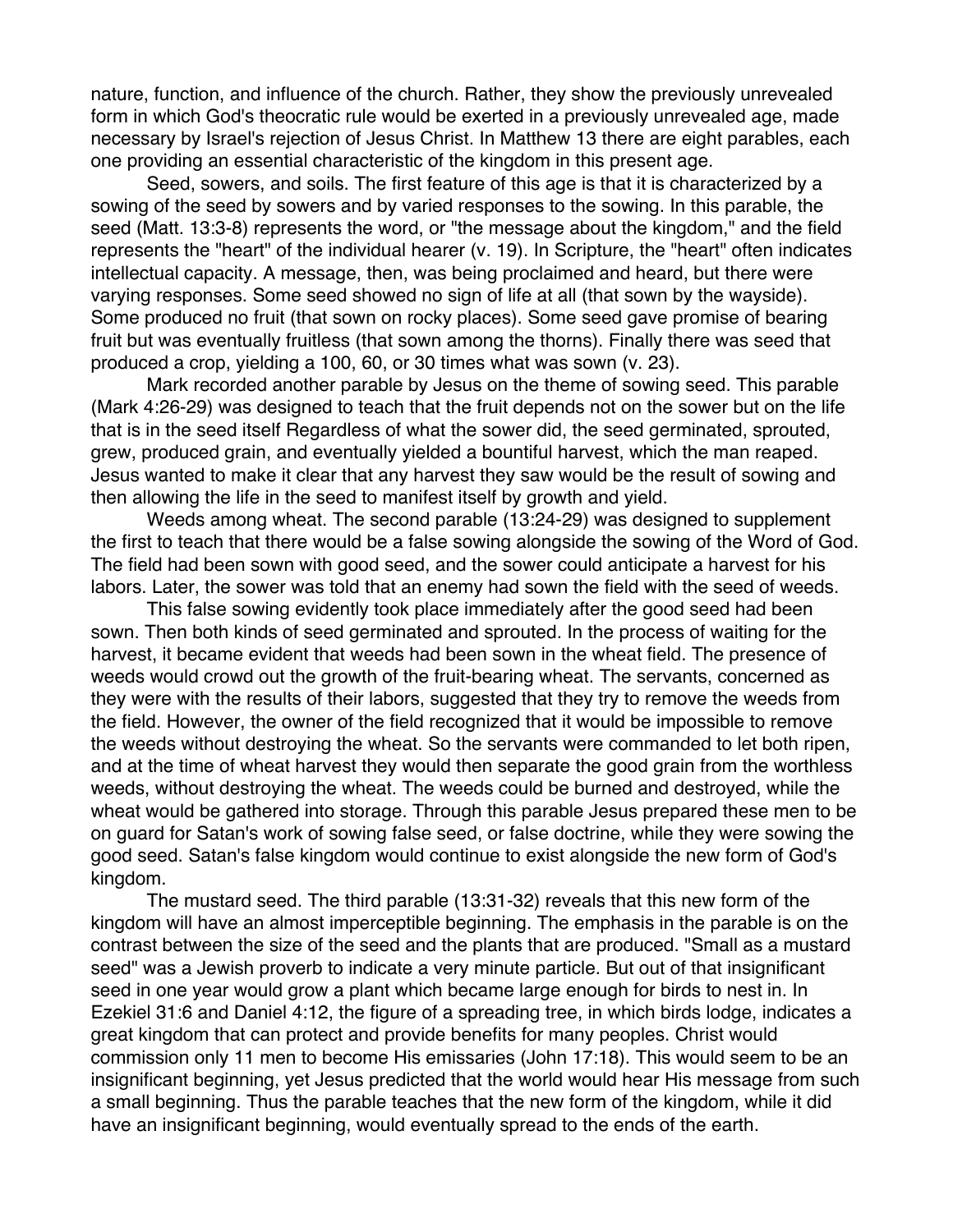nature, function, and influence of the church. Rather, they show the previously unrevealed form in which God's theocratic rule would be exerted in a previously unrevealed age, made necessary by Israel's rejection of Jesus Christ. In Matthew 13 there are eight parables, each one providing an essential characteristic of the kingdom in this present age.

Seed, sowers, and soils. The first feature of this age is that it is characterized by a sowing of the seed by sowers and by varied responses to the sowing. In this parable, the seed (Matt. 13:3-8) represents the word, or "the message about the kingdom," and the field represents the "heart" of the individual hearer (v. 19). In Scripture, the "heart" often indicates intellectual capacity. A message, then, was being proclaimed and heard, but there were varying responses. Some seed showed no sign of life at all (that sown by the wayside). Some produced no fruit (that sown on rocky places). Some seed gave promise of bearing fruit but was eventually fruitless (that sown among the thorns). Finally there was seed that produced a crop, yielding a 100, 60, or 30 times what was sown (v. 23).

Mark recorded another parable by Jesus on the theme of sowing seed. This parable (Mark 4:26-29) was designed to teach that the fruit depends not on the sower but on the life that is in the seed itself Regardless of what the sower did, the seed germinated, sprouted, grew, produced grain, and eventually yielded a bountiful harvest, which the man reaped. Jesus wanted to make it clear that any harvest they saw would be the result of sowing and then allowing the life in the seed to manifest itself by growth and yield.

Weeds among wheat. The second parable (13:24-29) was designed to supplement the first to teach that there would be a false sowing alongside the sowing of the Word of God. The field had been sown with good seed, and the sower could anticipate a harvest for his labors. Later, the sower was told that an enemy had sown the field with the seed of weeds.

This false sowing evidently took place immediately after the good seed had been sown. Then both kinds of seed germinated and sprouted. In the process of waiting for the harvest, it became evident that weeds had been sown in the wheat field. The presence of weeds would crowd out the growth of the fruit-bearing wheat. The servants, concerned as they were with the results of their labors, suggested that they try to remove the weeds from the field. However, the owner of the field recognized that it would be impossible to remove the weeds without destroying the wheat. So the servants were commanded to let both ripen, and at the time of wheat harvest they would then separate the good grain from the worthless weeds, without destroying the wheat. The weeds could be burned and destroyed, while the wheat would be gathered into storage. Through this parable Jesus prepared these men to be on guard for Satan's work of sowing false seed, or false doctrine, while they were sowing the good seed. Satan's false kingdom would continue to exist alongside the new form of God's kingdom.

The mustard seed. The third parable (13:31-32) reveals that this new form of the kingdom will have an almost imperceptible beginning. The emphasis in the parable is on the contrast between the size of the seed and the plants that are produced. "Small as a mustard seed" was a Jewish proverb to indicate a very minute particle. But out of that insignificant seed in one year would grow a plant which became large enough for birds to nest in. In Ezekiel 31:6 and Daniel 4:12, the figure of a spreading tree, in which birds lodge, indicates a great kingdom that can protect and provide benefits for many peoples. Christ would commission only 11 men to become His emissaries (John 17:18). This would seem to be an insignificant beginning, yet Jesus predicted that the world would hear His message from such a small beginning. Thus the parable teaches that the new form of the kingdom, while it did have an insignificant beginning, would eventually spread to the ends of the earth.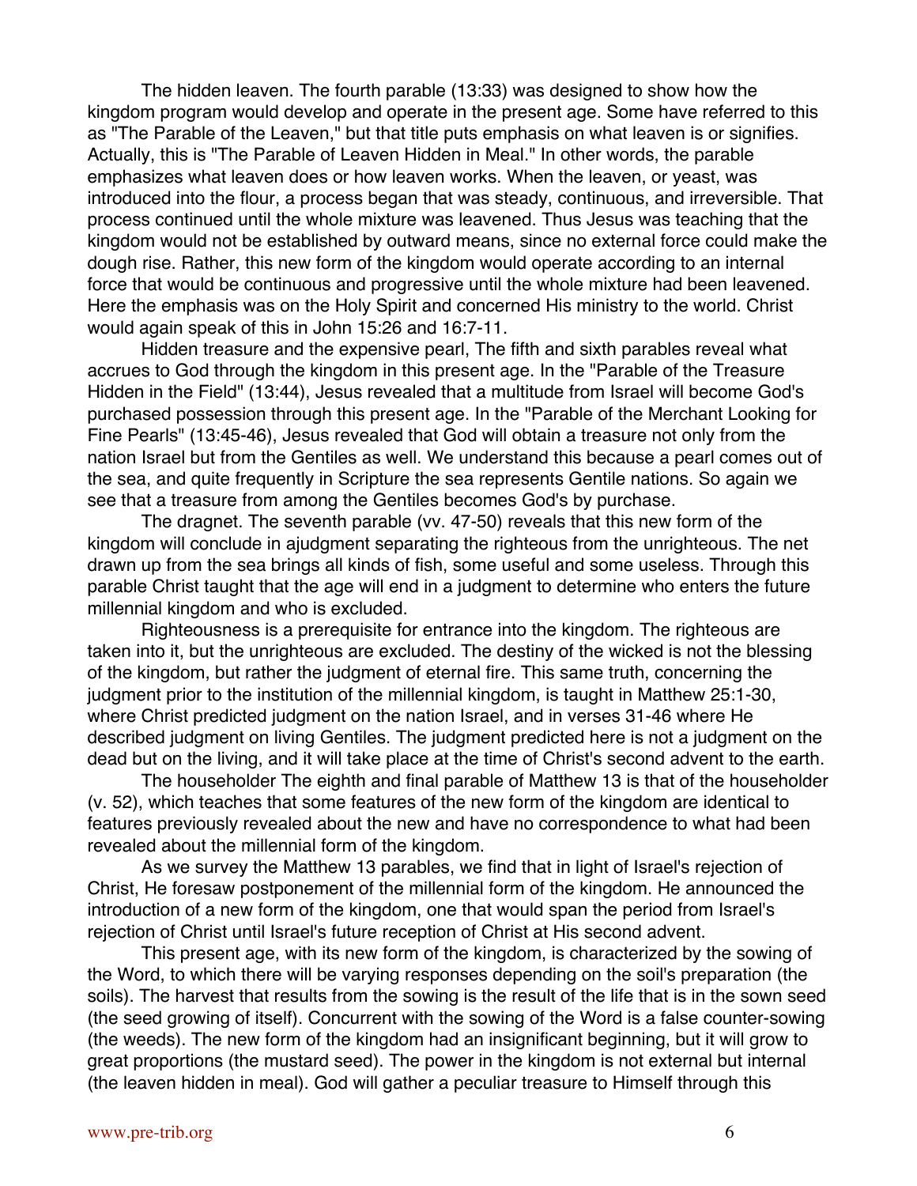The hidden leaven. The fourth parable (13:33) was designed to show how the kingdom program would develop and operate in the present age. Some have referred to this as "The Parable of the Leaven," but that title puts emphasis on what leaven is or signifies. Actually, this is "The Parable of Leaven Hidden in Meal." In other words, the parable emphasizes what leaven does or how leaven works. When the leaven, or yeast, was introduced into the flour, a process began that was steady, continuous, and irreversible. That process continued until the whole mixture was leavened. Thus Jesus was teaching that the kingdom would not be established by outward means, since no external force could make the dough rise. Rather, this new form of the kingdom would operate according to an internal force that would be continuous and progressive until the whole mixture had been leavened. Here the emphasis was on the Holy Spirit and concerned His ministry to the world. Christ would again speak of this in John 15:26 and 16:7-11.

Hidden treasure and the expensive pearl, The fifth and sixth parables reveal what accrues to God through the kingdom in this present age. In the "Parable of the Treasure Hidden in the Field" (13:44), Jesus revealed that a multitude from Israel will become God's purchased possession through this present age. In the "Parable of the Merchant Looking for Fine Pearls" (13:45-46), Jesus revealed that God will obtain a treasure not only from the nation Israel but from the Gentiles as well. We understand this because a pearl comes out of the sea, and quite frequently in Scripture the sea represents Gentile nations. So again we see that a treasure from among the Gentiles becomes God's by purchase.

The dragnet. The seventh parable (vv. 47-50) reveals that this new form of the kingdom will conclude in ajudgment separating the righteous from the unrighteous. The net drawn up from the sea brings all kinds of fish, some useful and some useless. Through this parable Christ taught that the age will end in a judgment to determine who enters the future millennial kingdom and who is excluded.

Righteousness is a prerequisite for entrance into the kingdom. The righteous are taken into it, but the unrighteous are excluded. The destiny of the wicked is not the blessing of the kingdom, but rather the judgment of eternal fire. This same truth, concerning the judgment prior to the institution of the millennial kingdom, is taught in Matthew 25:1-30, where Christ predicted judgment on the nation Israel, and in verses 31-46 where He described judgment on living Gentiles. The judgment predicted here is not a judgment on the dead but on the living, and it will take place at the time of Christ's second advent to the earth.

The householder The eighth and final parable of Matthew 13 is that of the householder (v. 52), which teaches that some features of the new form of the kingdom are identical to features previously revealed about the new and have no correspondence to what had been revealed about the millennial form of the kingdom.

As we survey the Matthew 13 parables, we find that in light of Israel's rejection of Christ, He foresaw postponement of the millennial form of the kingdom. He announced the introduction of a new form of the kingdom, one that would span the period from Israel's rejection of Christ until Israel's future reception of Christ at His second advent.

This present age, with its new form of the kingdom, is characterized by the sowing of the Word, to which there will be varying responses depending on the soil's preparation (the soils). The harvest that results from the sowing is the result of the life that is in the sown seed (the seed growing of itself). Concurrent with the sowing of the Word is a false counter-sowing (the weeds). The new form of the kingdom had an insignificant beginning, but it will grow to great proportions (the mustard seed). The power in the kingdom is not external but internal (the leaven hidden in meal). God will gather a peculiar treasure to Himself through this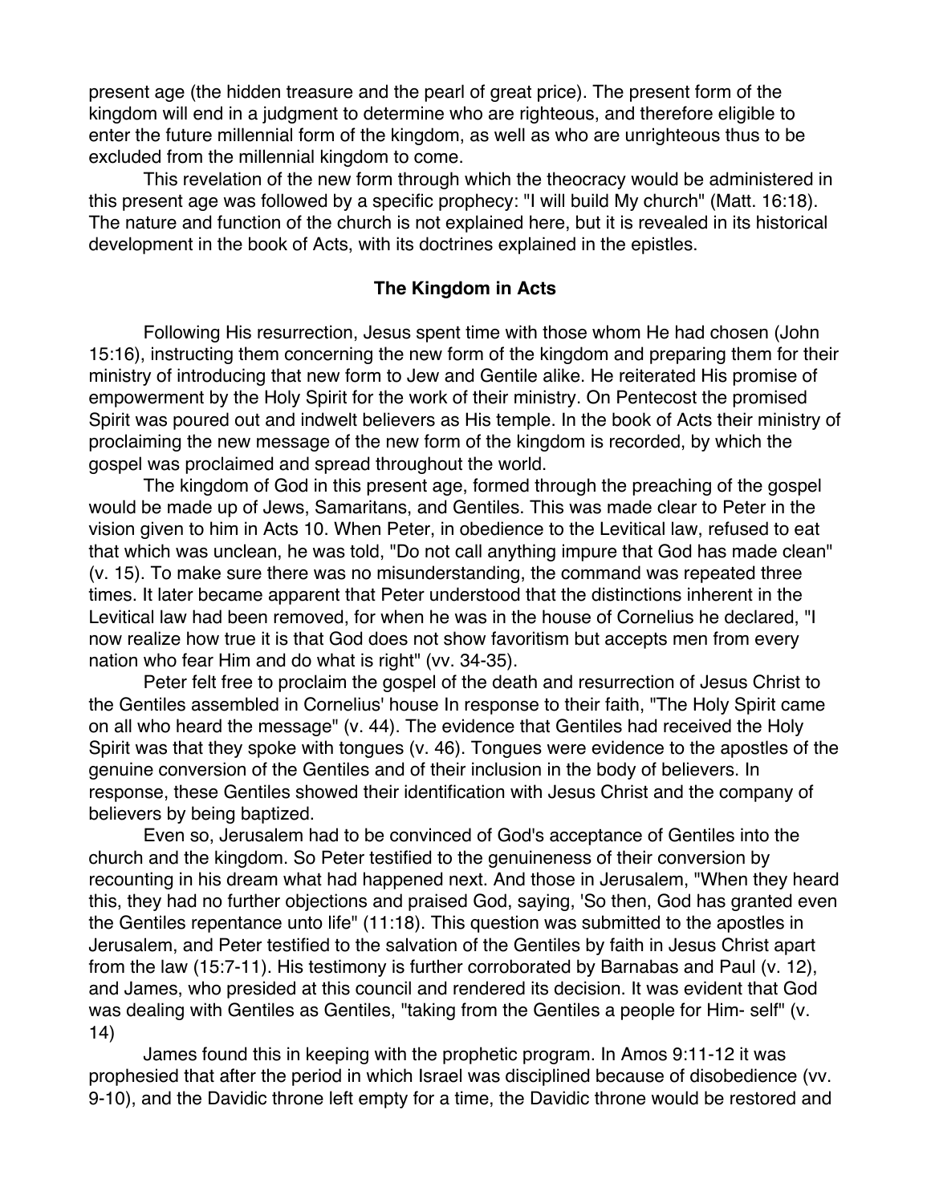present age (the hidden treasure and the pearl of great price). The present form of the kingdom will end in a judgment to determine who are righteous, and therefore eligible to enter the future millennial form of the kingdom, as well as who are unrighteous thus to be excluded from the millennial kingdom to come.

This revelation of the new form through which the theocracy would be administered in this present age was followed by a specific prophecy: "I will build My church" (Matt. 16:18). The nature and function of the church is not explained here, but it is revealed in its historical development in the book of Acts, with its doctrines explained in the epistles.

## The Kingdom in Acts

Following His resurrection, Jesus spent time with those whom He had chosen (John 15:16), instructing them concerning the new form of the kingdom and preparing them for their ministry of introducing that new form to Jew and Gentile alike. He reiterated His promise of empowerment by the Holy Spirit for the work of their ministry. On Pentecost the promised Spirit was poured out and indwelt believers as His temple. In the book of Acts their ministry of proclaiming the new message of the new form of the kingdom is recorded, by which the gospel was proclaimed and spread throughout the world.

The kingdom of God in this present age, formed through the preaching of the gospel would be made up of Jews, Samaritans, and Gentiles. This was made clear to Peter in the vision given to him in Acts 10. When Peter, in obedience to the Levitical law, refused to eat that which was unclean, he was told, "Do not call anything impure that God has made clean" (v. 15). To make sure there was no misunderstanding, the command was repeated three times. It later became apparent that Peter understood that the distinctions inherent in the Levitical law had been removed, for when he was in the house of Cornelius he declared, "I now realize how true it is that God does not show favoritism but accepts men from every nation who fear Him and do what is right" (vv. 34-35).

Peter felt free to proclaim the gospel of the death and resurrection of Jesus Christ to the Gentiles assembled in Cornelius' house In response to their faith, "The Holy Spirit came on all who heard the message" (v. 44). The evidence that Gentiles had received the Holy Spirit was that they spoke with tongues (v. 46). Tongues were evidence to the apostles of the genuine conversion of the Gentiles and of their inclusion in the body of believers. In response, these Gentiles showed their identification with Jesus Christ and the company of believers by being baptized.

Even so, Jerusalem had to be convinced of God's acceptance of Gentiles into the church and the kingdom. So Peter testified to the genuineness of their conversion by recounting in his dream what had happened next. And those in Jerusalem, "When they heard this, they had no further objections and praised God, saying, 'So then, God has granted even the Gentiles repentance unto life" (11:18). This question was submitted to the apostles in Jerusalem, and Peter testified to the salvation of the Gentiles by faith in Jesus Christ apart from the law (15:7-11). His testimony is further corroborated by Barnabas and Paul (v. 12), and James, who presided at this council and rendered its decision. It was evident that God was dealing with Gentiles as Gentiles, "taking from the Gentiles a people for Him- self" (v. 14)

James found this in keeping with the prophetic program. In Amos 9:11-12 it was prophesied that after the period in which Israel was disciplined because of disobedience (vv. 9-10), and the Davidic throne left empty for a time, the Davidic throne would be restored and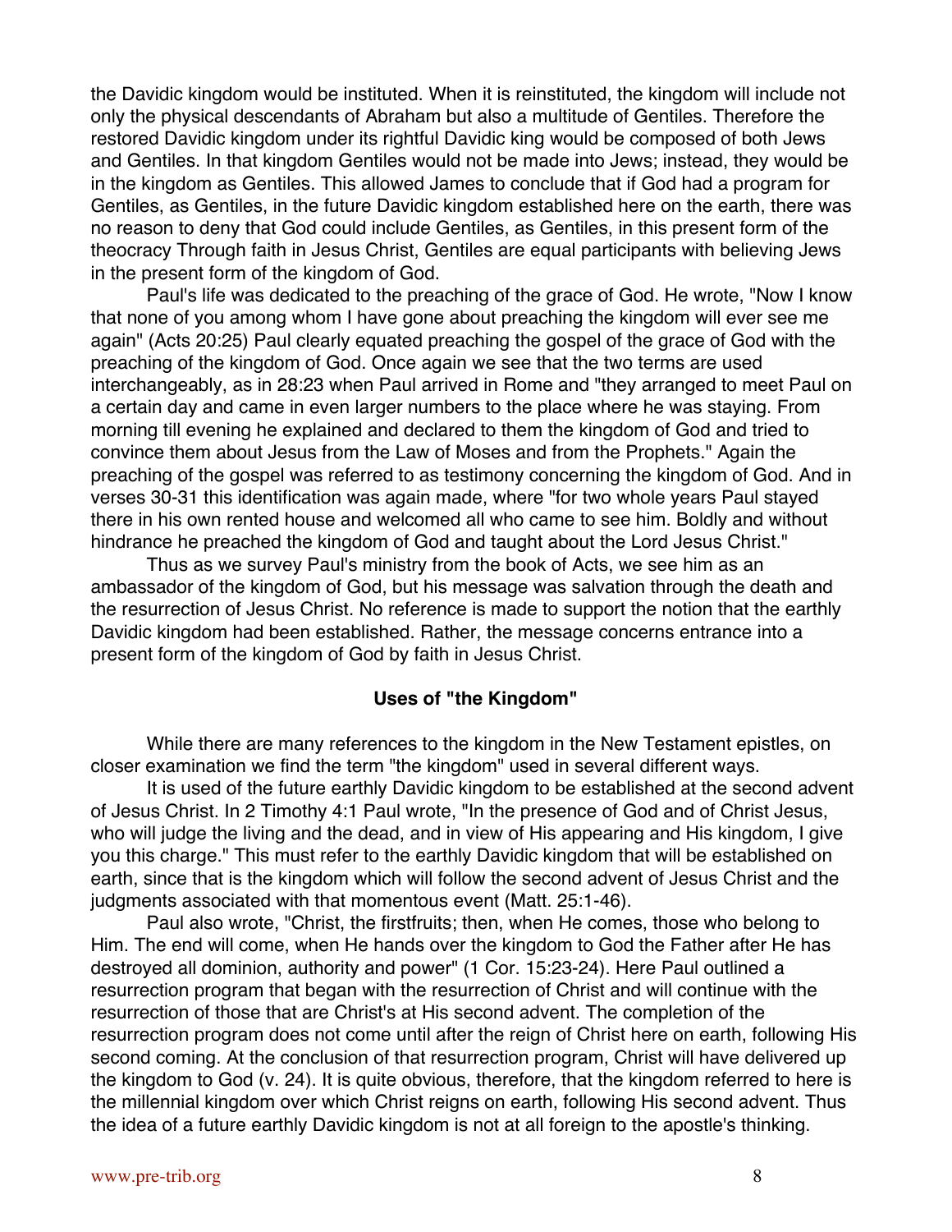the Davidic kingdom would be instituted. When it is reinstituted, the kingdom will include not only the physical descendants of Abraham but also a multitude of Gentiles. Therefore the restored Davidic kingdom under its rightful Davidic king would be composed of both Jews and Gentiles. In that kingdom Gentiles would not be made into Jews; instead, they would be in the kingdom as Gentiles. This allowed James to conclude that if God had a program for Gentiles, as Gentiles, in the future Davidic kingdom established here on the earth, there was no reason to deny that God could include Gentiles, as Gentiles, in this present form of the theocracy Through faith in Jesus Christ, Gentiles are equal participants with believing Jews in the present form of the kingdom of God.

Paul's life was dedicated to the preaching of the grace of God. He wrote, "Now I know that none of you among whom I have gone about preaching the kingdom will ever see me again" (Acts 20:25) Paul clearly equated preaching the gospel of the grace of God with the preaching of the kingdom of God. Once again we see that the two terms are used interchangeably, as in 28:23 when Paul arrived in Rome and "they arranged to meet Paul on a certain day and came in even larger numbers to the place where he was staying. From morning till evening he explained and declared to them the kingdom of God and tried to convince them about Jesus from the Law of Moses and from the Prophets." Again the preaching of the gospel was referred to as testimony concerning the kingdom of God. And in verses 30-31 this identification was again made, where "for two whole years Paul stayed there in his own rented house and welcomed all who came to see him. Boldly and without hindrance he preached the kingdom of God and taught about the Lord Jesus Christ."

Thus as we survey Paul's ministry from the book of Acts, we see him as an ambassador of the kingdom of God, but his message was salvation through the death and the resurrection of Jesus Christ. No reference is made to support the notion that the earthly Davidic kingdom had been established. Rather, the message concerns entrance into a present form of the kingdom of God by faith in Jesus Christ.

## Uses of "the Kingdom"

While there are many references to the kingdom in the New Testament epistles, on closer examination we find the term "the kingdom" used in several different ways.

It is used of the future earthly Davidic kingdom to be established at the second advent of Jesus Christ. In 2 Timothy 4:1 Paul wrote, "In the presence of God and of Christ Jesus, who will judge the living and the dead, and in view of His appearing and His kingdom, I give you this charge." This must refer to the earthly Davidic kingdom that will be established on earth, since that is the kingdom which will follow the second advent of Jesus Christ and the judgments associated with that momentous event (Matt. 25:1-46).

Paul also wrote, "Christ, the firstfruits; then, when He comes, those who belong to Him. The end will come, when He hands over the kingdom to God the Father after He has destroyed all dominion, authority and power" (1 Cor. 15:23-24). Here Paul outlined a resurrection program that began with the resurrection of Christ and will continue with the resurrection of those that are Christ's at His second advent. The completion of the resurrection program does not come until after the reign of Christ here on earth, following His second coming. At the conclusion of that resurrection program, Christ will have delivered up the kingdom to God (v. 24). It is quite obvious, therefore, that the kingdom referred to here is the millennial kingdom over which Christ reigns on earth, following His second advent. Thus the idea of a future earthly Davidic kingdom is not at all foreign to the apostle's thinking.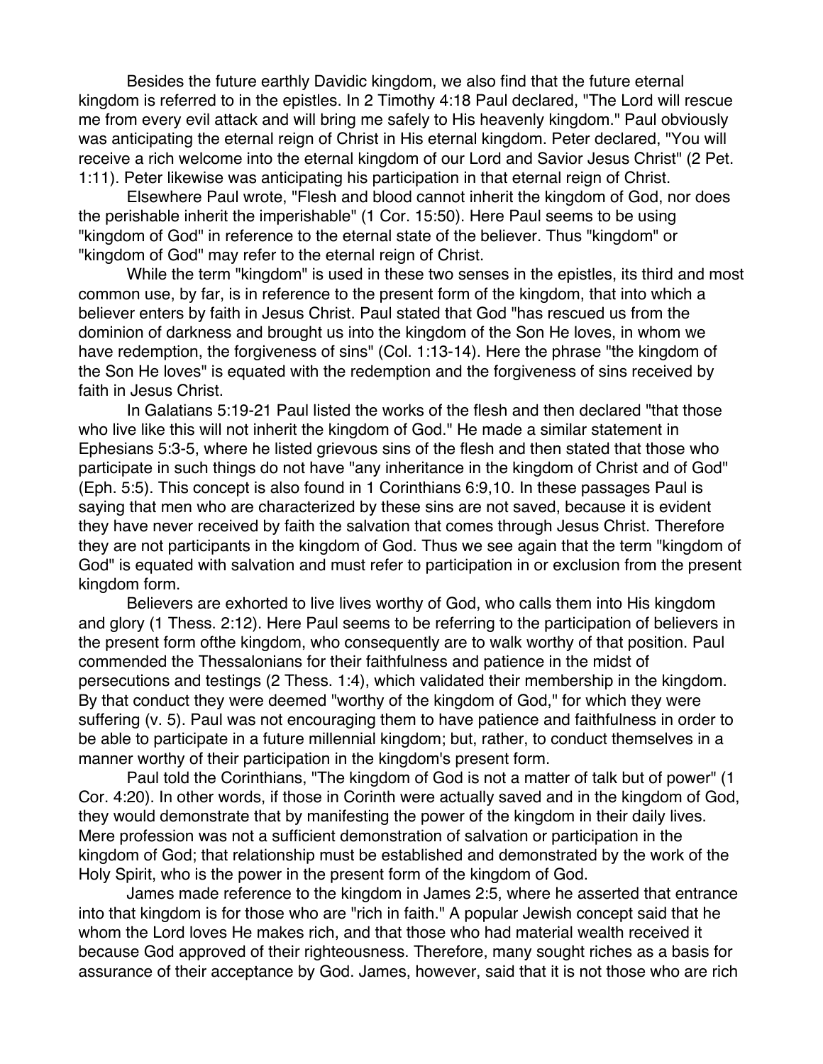Besides the future earthly Davidic kingdom, we also find that the future eternal kingdom is referred to in the epistles. In 2 Timothy 4:18 Paul declared, "The Lord will rescue me from every evil attack and will bring me safely to His heavenly kingdom." Paul obviously was anticipating the eternal reign of Christ in His eternal kingdom. Peter declared, "You will receive a rich welcome into the eternal kingdom of our Lord and Savior Jesus Christ" (2 Pet. 1:11). Peter likewise was anticipating his participation in that eternal reign of Christ.

Elsewhere Paul wrote, "Flesh and blood cannot inherit the kingdom of God, nor does the perishable inherit the imperishable" (1 Cor. 15:50). Here Paul seems to be using "kingdom of God" in reference to the eternal state of the believer. Thus "kingdom" or "kingdom of God" may refer to the eternal reign of Christ.

While the term "kingdom" is used in these two senses in the epistles, its third and most common use, by far, is in reference to the present form of the kingdom, that into which a believer enters by faith in Jesus Christ. Paul stated that God "has rescued us from the dominion of darkness and brought us into the kingdom of the Son He loves, in whom we have redemption, the forgiveness of sins" (Col. 1:13-14). Here the phrase "the kingdom of the Son He loves" is equated with the redemption and the forgiveness of sins received by faith in Jesus Christ.

In Galatians 5:19-21 Paul listed the works of the flesh and then declared "that those who live like this will not inherit the kingdom of God." He made a similar statement in Ephesians 5:3-5, where he listed grievous sins of the flesh and then stated that those who participate in such things do not have "any inheritance in the kingdom of Christ and of God" (Eph. 5:5). This concept is also found in 1 Corinthians 6:9,10. In these passages Paul is saying that men who are characterized by these sins are not saved, because it is evident they have never received by faith the salvation that comes through Jesus Christ. Therefore they are not participants in the kingdom of God. Thus we see again that the term "kingdom of God" is equated with salvation and must refer to participation in or exclusion from the present kingdom form.

Believers are exhorted to live lives worthy of God, who calls them into His kingdom and glory (1 Thess. 2:12). Here Paul seems to be referring to the participation of believers in the present form ofthe kingdom, who consequently are to walk worthy of that position. Paul commended the Thessalonians for their faithfulness and patience in the midst of persecutions and testings (2 Thess. 1:4), which validated their membership in the kingdom. By that conduct they were deemed "worthy of the kingdom of God," for which they were suffering (v. 5). Paul was not encouraging them to have patience and faithfulness in order to be able to participate in a future millennial kingdom; but, rather, to conduct themselves in a manner worthy of their participation in the kingdom's present form.

Paul told the Corinthians, "The kingdom of God is not a matter of talk but of power" (1 Cor. 4:20). In other words, if those in Corinth were actually saved and in the kingdom of God, they would demonstrate that by manifesting the power of the kingdom in their daily lives. Mere profession was not a sufficient demonstration of salvation or participation in the kingdom of God; that relationship must be established and demonstrated by the work of the Holy Spirit, who is the power in the present form of the kingdom of God.

James made reference to the kingdom in James 2:5, where he asserted that entrance into that kingdom is for those who are "rich in faith." A popular Jewish concept said that he whom the Lord loves He makes rich, and that those who had material wealth received it because God approved of their righteousness. Therefore, many sought riches as a basis for assurance of their acceptance by God. James, however, said that it is not those who are rich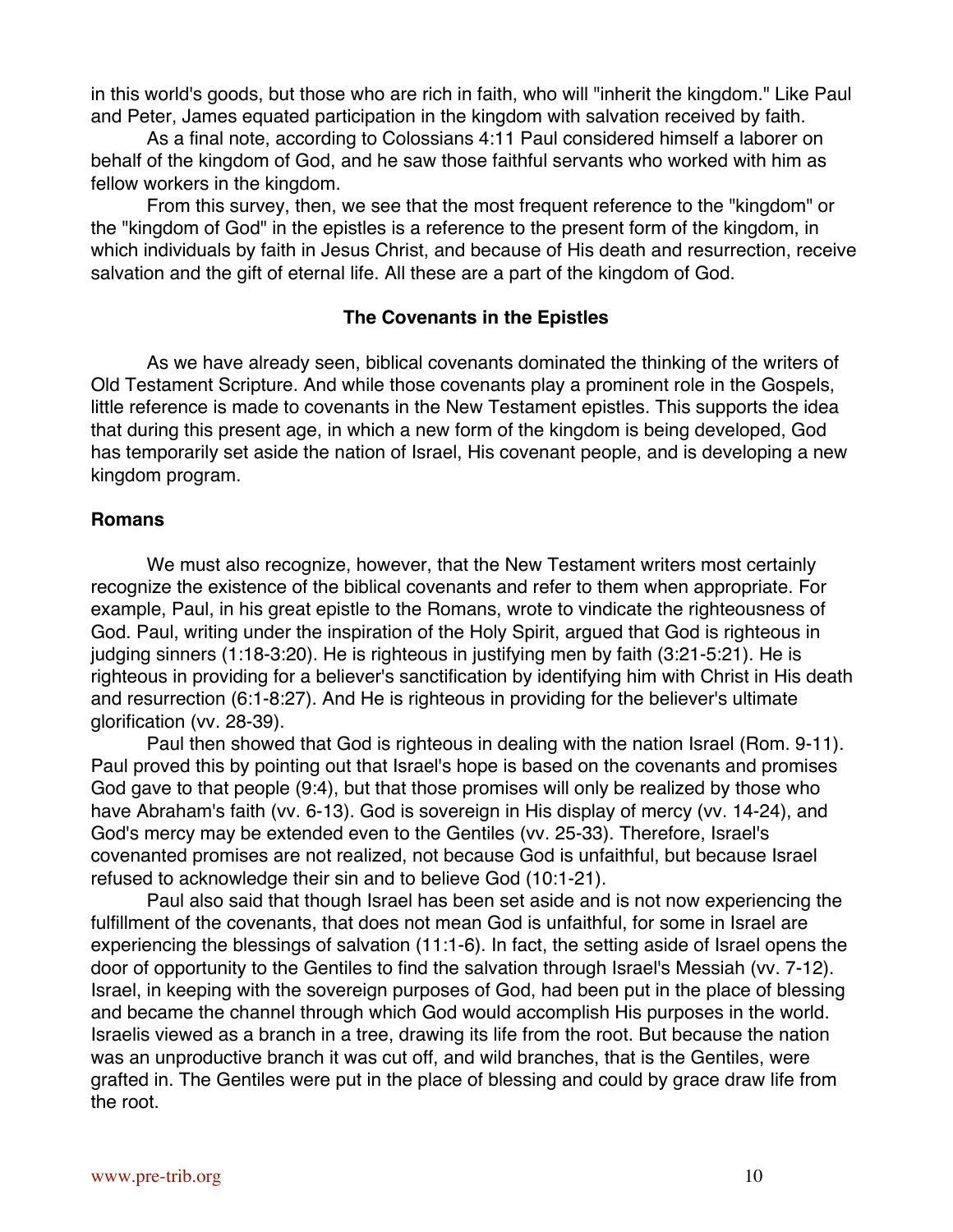in this world's goods, but those who are rich in faith, who will "inherit the kingdom." Like Paul and Peter, James equated participation in the kingdom with salvation received by faith.

As a final note, according to Colossians 4:11 Paul considered himself a laborer on behalf of the kingdom of God, and he saw those faithful servants who worked with him as fellow workers in the kingdom.

From this survey, then, we see that the most frequent reference to the "kingdom" or the "kingdom of God" in the epistles is a reference to the present form of the kingdom, in which individuals by faith in Jesus Christ, and because of His death and resurrection, receive salvation and the gift of eternal life. All these are a part of the kingdom of God.

## The Covenants in the Epistles

As we have already seen, biblical covenants dominated the thinking of the writers of Old Testament Scripture. And while those covenants play a prominent role in the Gospels, little reference is made to covenants in the New Testament epistles. This supports the idea that during this present age, in which a new form of the kingdom is being developed, God has temporarily set aside the nation of Israel, His covenant people, and is developing a new kingdom program.

### Romans

We must also recognize, however, that the New Testament writers most certainly recognize the existence of the biblical covenants and refer to them when appropriate. For example, Paul, in his great epistle to the Romans, wrote to vindicate the righteousness of God. Paul, writing under the inspiration of the Holy Spirit, argued that God is righteous in judging sinners (1:18-3:20). He is righteous in justifying men by faith (3:21-5:21). He is righteous in providing for a believer's sanctification by identifying him with Christ in His death and resurrection (6:1-8:27). And He is righteous in providing for the believer's ultimate glorification (vv. 28-39).

Paul then showed that God is righteous in dealing with the nation Israel (Rom. 9-11). Paul proved this by pointing out that Israel's hope is based on the covenants and promises God gave to that people (9:4), but that those promises will only be realized by those who have Abraham's faith (vv. 6-13). God is sovereign in His display of mercy (vv. 14-24), and God's mercy may be extended even to the Gentiles (vv. 25-33). Therefore, Israel's covenanted promises are not realized, not because God is unfaithful, but because Israel refused to acknowledge their sin and to believe God (10:1-21).

Paul also said that though Israel has been set aside and is not now experiencing the fulfillment of the covenants, that does not mean God is unfaithful, for some in Israel are experiencing the blessings of salvation (11:1-6). In fact, the setting aside of Israel opens the door of opportunity to the Gentiles to find the salvation through Israel's Messiah (vv. 7-12). Israel, in keeping with the sovereign purposes of God, had been put in the place of blessing and became the channel through which God would accomplish His purposes in the world. Israelis viewed as a branch in a tree, drawing its life from the root. But because the nation was an unproductive branch it was cut off, and wild branches, that is the Gentiles, were grafted in. The Gentiles were put in the place of blessing and could by grace draw life from the root.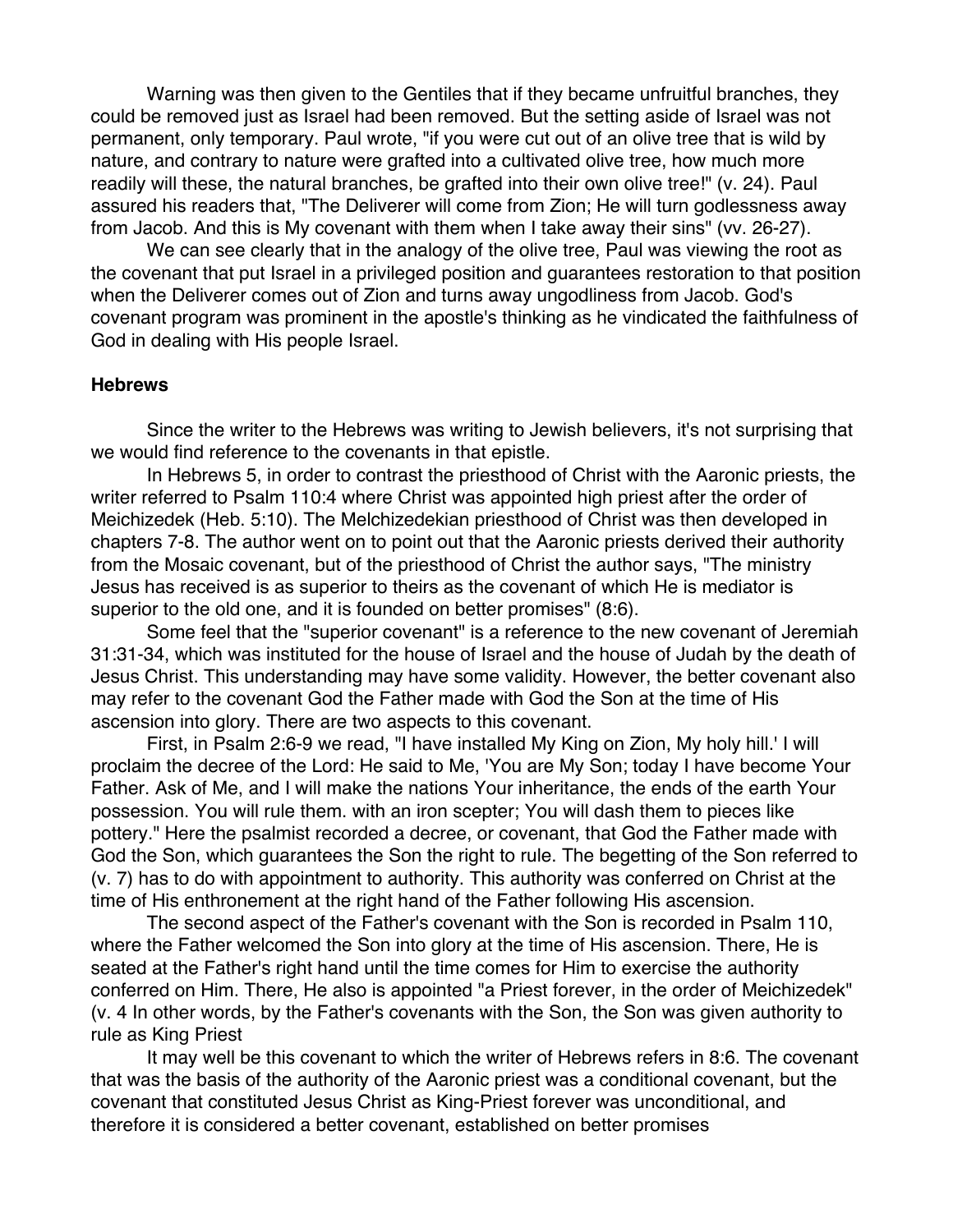Warning was then given to the Gentiles that if they became unfruitful branches, they could be removed just as Israel had been removed. But the setting aside of Israel was not permanent, only temporary. Paul wrote, "if you were cut out of an olive tree that is wild by nature, and contrary to nature were grafted into a cultivated olive tree, how much more readily will these, the natural branches, be grafted into their own olive tree!" (v. 24). Paul assured his readers that, "The Deliverer will come from Zion; He will turn godlessness away from Jacob. And this is My covenant with them when I take away their sins" (vv. 26-27).

We can see clearly that in the analogy of the olive tree, Paul was viewing the root as the covenant that put Israel in a privileged position and guarantees restoration to that position when the Deliverer comes out of Zion and turns away ungodliness from Jacob. God's covenant program was prominent in the apostle's thinking as he vindicated the faithfulness of God in dealing with His people Israel.

**Hebrews**

Since the writer to the Hebrews was writing to Jewish believers, it's not surprising that we would find reference to the covenants in that epistle.

In Hebrews 5, in order to contrast the priesthood of Christ with the Aaronic priests, the writer referred to Psalm 110:4 where Christ was appointed high priest after the order of Meichizedek (Heb. 5:10). The Melchizedekian priesthood of Christ was then developed in chapters 7-8. The author went on to point out that the Aaronic priests derived their authority from the Mosaic covenant, but of the priesthood of Christ the author says, "The ministry Jesus has received is as superior to theirs as the covenant of which He is mediator is superior to the old one, and it is founded on better promises" (8:6).

Some feel that the "superior covenant" is a reference to the new covenant of Jeremiah 31:31-34, which was instituted for the house of Israel and the house of Judah by the death of Jesus Christ. This understanding may have some validity. However, the better covenant also may refer to the covenant God the Father made with God the Son at the time of His ascension into glory. There are two aspects to this covenant.

First, in Psalm 2:6-9 we read, "I have installed My King on Zion, My holy hill.' I will proclaim the decree of the Lord: He said to Me, 'You are My Son; today I have become Your Father. Ask of Me, and I will make the nations Your inheritance, the ends of the earth Your possession. You will rule them. with an iron scepter; You will dash them to pieces like pottery." Here the psalmist recorded a decree, or covenant, that God the Father made with God the Son, which guarantees the Son the right to rule. The begetting of the Son referred to (v. 7) has to do with appointment to authority. This authority was conferred on Christ at the time of His enthronement at the right hand of the Father following His ascension.

The second aspect of the Father's covenant with the Son is recorded in Psalm 110, where the Father welcomed the Son into glory at the time of His ascension. There, He is seated at the Father's right hand until the time comes for Him to exercise the authority conferred on Him. There, He also is appointed "a Priest forever, in the order of Meichizedek" (v. 4 In other words, by the Father's covenants with the Son, the Son was given authority to rule as King Priest

It may well be this covenant to which the writer of Hebrews refers in 8:6. The covenant that was the basis of the authority of the Aaronic priest was a conditional covenant, but the covenant that constituted Jesus Christ as King-Priest forever was unconditional, and therefore it is considered a better covenant, established on better promises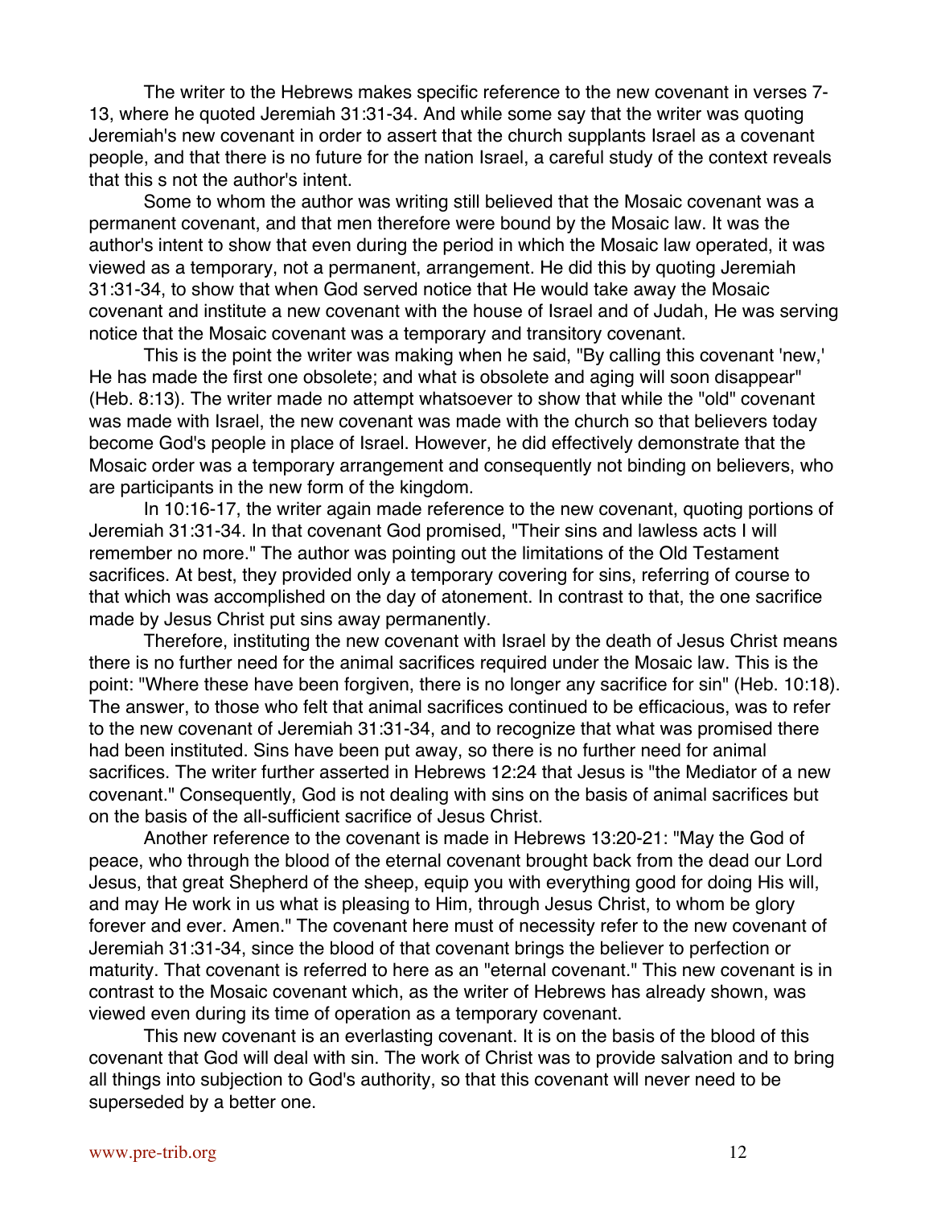The writer to the Hebrews makes specific reference to the new covenant in verses 7-13, where he quoted Jeremiah 31:31-34. And while some say that the writer was quoting Jeremiah's new covenant in order to assert that the church supplants Israel as a covenant people, and that there is no future for the nation Israel, a careful study of the context reveals that this s not the author's intent.

Some to whom the author was writing still believed that the Mosaic covenant was a permanent covenant, and that men therefore were bound by the Mosaic law. It was the author's intent to show that even during the period in which the Mosaic law operated, it was viewed as a temporary, not a permanent, arrangement. He did this by quoting Jeremiah 31:31-34, to show that when God served notice that He would take away the Mosaic covenant and institute a new covenant with the house of Israel and of Judah, He was serving notice that the Mosaic covenant was a temporary and transitory covenant.

This is the point the writer was making when he said, "By calling this covenant 'new,' He has made the first one obsolete; and what is obsolete and aging will soon disappear" (Heb. 8:13). The writer made no attempt whatsoever to show that while the "old" covenant was made with Israel, the new covenant was made with the church so that believers today become God's people in place of Israel. However, he did effectively demonstrate that the Mosaic order was a temporary arrangement and consequently not binding on believers, who are participants in the new form of the kingdom.

In 10:16-17, the writer again made reference to the new covenant, quoting portions of Jeremiah 31:31-34. In that covenant God promised, "Their sins and lawless acts I will remember no more." The author was pointing out the limitations of the Old Testament sacrifices. At best, they provided only a temporary covering for sins, referring of course to that which was accomplished on the day of atonement. In contrast to that, the one sacrifice made by Jesus Christ put sins away permanently.

Therefore, instituting the new covenant with Israel by the death of Jesus Christ means there is no further need for the animal sacrifices required under the Mosaic law. This is the point: "Where these have been forgiven, there is no longer any sacrifice for sin" (Heb. 10:18). The answer, to those who felt that animal sacrifices continued to be efficacious, was to refer to the new covenant of Jeremiah 31:31-34, and to recognize that what was promised there had been instituted. Sins have been put away, so there is no further need for animal sacrifices. The writer further asserted in Hebrews 12:24 that Jesus is "the Mediator of a new covenant." Consequently, God is not dealing with sins on the basis of animal sacrifices but on the basis of the all-sufficient sacrifice of Jesus Christ.

Another reference to the covenant is made in Hebrews 13:20-21: "May the God of peace, who through the blood of the eternal covenant brought back from the dead our Lord Jesus, that great Shepherd of the sheep, equip you with everything good for doing His will, and may He work in us what is pleasing to Him, through Jesus Christ, to whom be glory forever and ever. Amen." The covenant here must of necessity refer to the new covenant of Jeremiah 31:31-34, since the blood of that covenant brings the believer to perfection or maturity. That covenant is referred to here as an "eternal covenant." This new covenant is in contrast to the Mosaic covenant which, as the writer of Hebrews has already shown, was viewed even during its time of operation as a temporary covenant.

This new covenant is an everlasting covenant. It is on the basis of the blood of this covenant that God will deal with sin. The work of Christ was to provide salvation and to bring all things into subjection to God's authority, so that this covenant will never need to be superseded by a better one.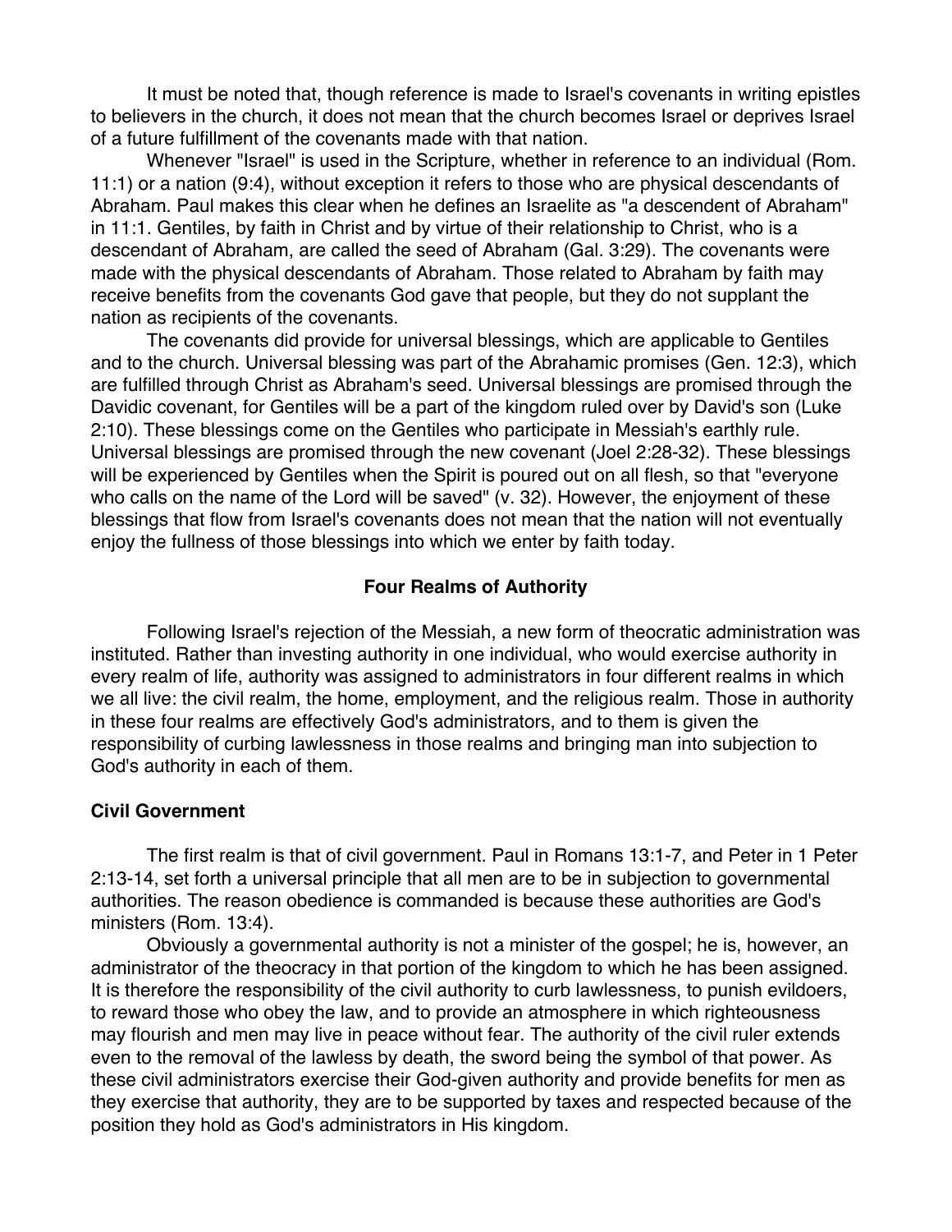It must be noted that, though reference is made to Israel's covenants in writing epistles to believers in the church, it does not mean that the church becomes Israel or deprives Israel of a future fulfillment of the covenants made with that nation.

Whenever "Israel" is used in the Scripture, whether in reference to an individual (Rom. 11:1) or a nation (9:4), without exception it refers to those who are physical descendants of Abraham. Paul makes this clear when he defines an Israelite as "a descendent of Abraham" in 11:1. Gentiles, by faith in Christ and by virtue of their relationship to Christ, who is a descendant of Abraham, are called the seed of Abraham (Gal. 3:29). The covenants were made with the physical descendants of Abraham. Those related to Abraham by faith may receive benefits from the covenants God gave that people, but they do not supplant the nation as recipients of the covenants.

The covenants did provide for universal blessings, which are applicable to Gentiles and to the church. Universal blessing was part of the Abrahamic promises (Gen. 12:3), which are fulfilled through Christ as Abraham's seed. Universal blessings are promised through the Davidic covenant, for Gentiles will be a part of the kingdom ruled over by David's son (Luke 2:10). These blessings come on the Gentiles who participate in Messiah's earthly rule. Universal blessings are promised through the new covenant (Joel 2:28-32). These blessings will be experienced by Gentiles when the Spirit is poured out on all flesh, so that "everyone who calls on the name of the Lord will be saved" (v. 32). However, the enjoyment of these blessings that flow from Israel's covenants does not mean that the nation will not eventually enjoy the fullness of those blessings into which we enter by faith today.

## Four Realms of Authority

Following Israel's rejection of the Messiah, a new form of theocratic administration was instituted. Rather than investing authority in one individual, who would exercise authority in every realm of life, authority was assigned to administrators in four different realms in which we all live: the civil realm, the home, employment, and the religious realm. Those in authority in these four realms are effectively God's administrators, and to them is given the responsibility of curbing lawlessness in those realms and bringing man into subjection to God's authority in each of them.

### Civil Government

The first realm is that of civil government. Paul in Romans 13:1-7, and Peter in 1 Peter 2:13-14, set forth a universal principle that all men are to be in subjection to governmental authorities. The reason obedience is commanded is because these authorities are God's ministers (Rom. 13:4).

Obviously a governmental authority is not a minister of the gospel; he is, however, an administrator of the theocracy in that portion of the kingdom to which he has been assigned. It is therefore the responsibility of the civil authority to curb lawlessness, to punish evildoers, to reward those who obey the law, and to provide an atmosphere in which righteousness may flourish and men may live in peace without fear. The authority of the civil ruler extends even to the removal of the lawless by death, the sword being the symbol of that power. As these civil administrators exercise their God-given authority and provide benefits for men as they exercise that authority, they are to be supported by taxes and respected because of the position they hold as God's administrators in His kingdom.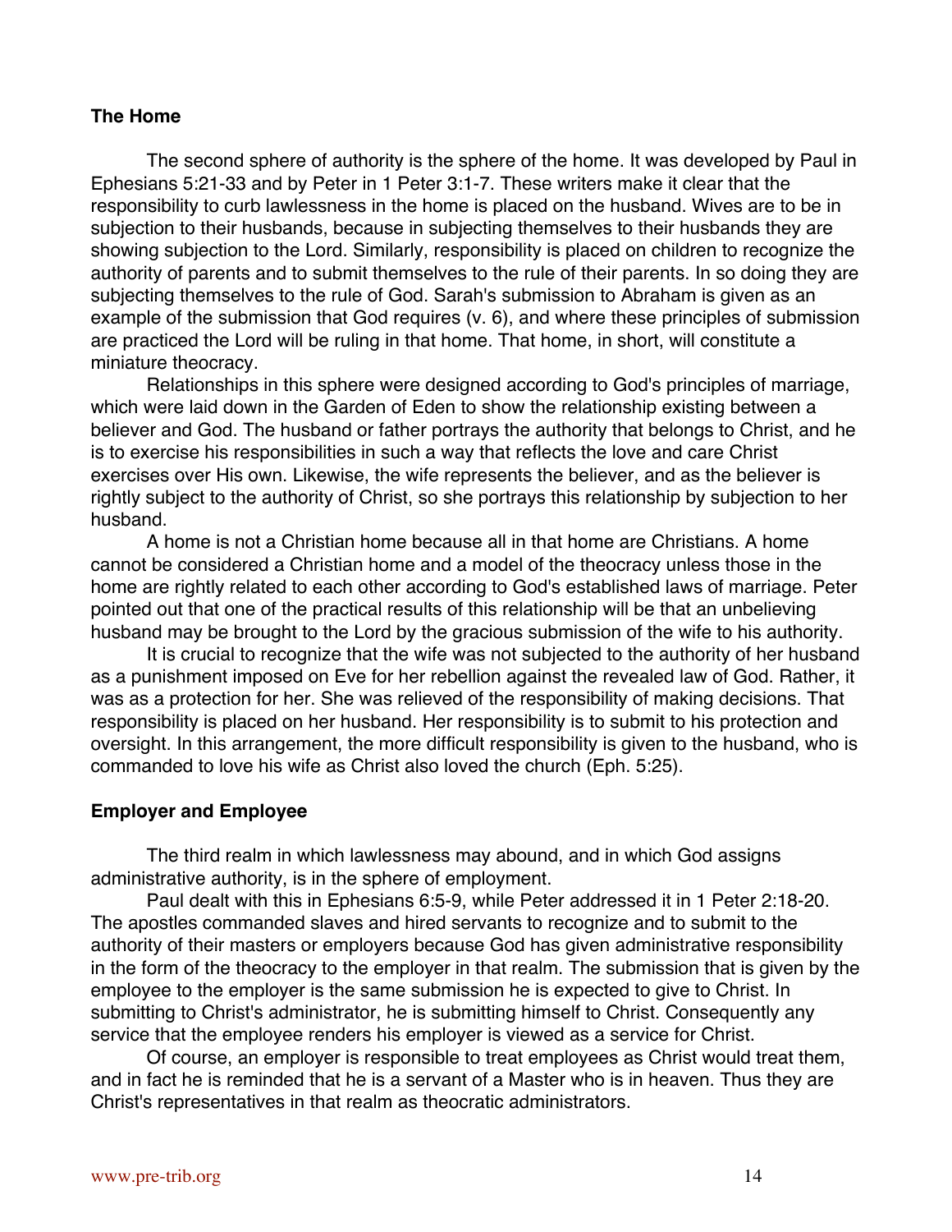**The Home**

The second sphere of authority is the sphere of the home. It was developed by Paul in Ephesians 5:21-33 and by Peter in 1 Peter 3:1-7. These writers make it clear that the responsibility to curb lawlessness in the home is placed on the husband. Wives are to be in subjection to their husbands, because in subjecting themselves to their husbands they are showing subjection to the Lord. Similarly, responsibility is placed on children to recognize the authority of parents and to submit themselves to the rule of their parents. In so doing they are subjecting themselves to the rule of God. Sarah's submission to Abraham is given as an example of the submission that God requires (v. 6), and where these principles of submission are practiced the Lord will be ruling in that home. That home, in short, will constitute a miniature theocracy.

Relationships in this sphere were designed according to God's principles of marriage, which were laid down in the Garden of Eden to show the relationship existing between a believer and God. The husband or father portrays the authority that belongs to Christ, and he is to exercise his responsibilities in such a way that reflects the love and care Christ exercises over His own. Likewise, the wife represents the believer, and as the believer is rightly subject to the authority of Christ, so she portrays this relationship by subjection to her husband.

A home is not a Christian home because all in that home are Christians. A home cannot be considered a Christian home and a model of the theocracy unless those in the home are rightly related to each other according to God's established laws of marriage. Peter pointed out that one of the practical results of this relationship will be that an unbelieving husband may be brought to the Lord by the gracious submission of the wife to his authority.

It is crucial to recognize that the wife was not subjected to the authority of her husband as a punishment imposed on Eve for her rebellion against the revealed law of God. Rather, it was as a protection for her. She was relieved of the responsibility of making decisions. That responsibility is placed on her husband. Her responsibility is to submit to his protection and oversight. In this arrangement, the more difficult responsibility is given to the husband, who is commanded to love his wife as Christ also loved the church (Eph. 5:25).

**Employer and Employee**

The third realm in which lawlessness may abound, and in which God assigns administrative authority, is in the sphere of employment.

Paul dealt with this in Ephesians 6:5-9, while Peter addressed it in 1 Peter 2:18-20. The apostles commanded slaves and hired servants to recognize and to submit to the authority of their masters or employers because God has given administrative responsibility in the form of the theocracy to the employer in that realm. The submission that is given by the employee to the employer is the same submission he is expected to give to Christ. In submitting to Christ's administrator, he is submitting himself to Christ. Consequently any service that the employee renders his employer is viewed as a service for Christ.

Of course, an employer is responsible to treat employees as Christ would treat them, and in fact he is reminded that he is a servant of a Master who is in heaven. Thus they are Christ's representatives in that realm as theocratic administrators.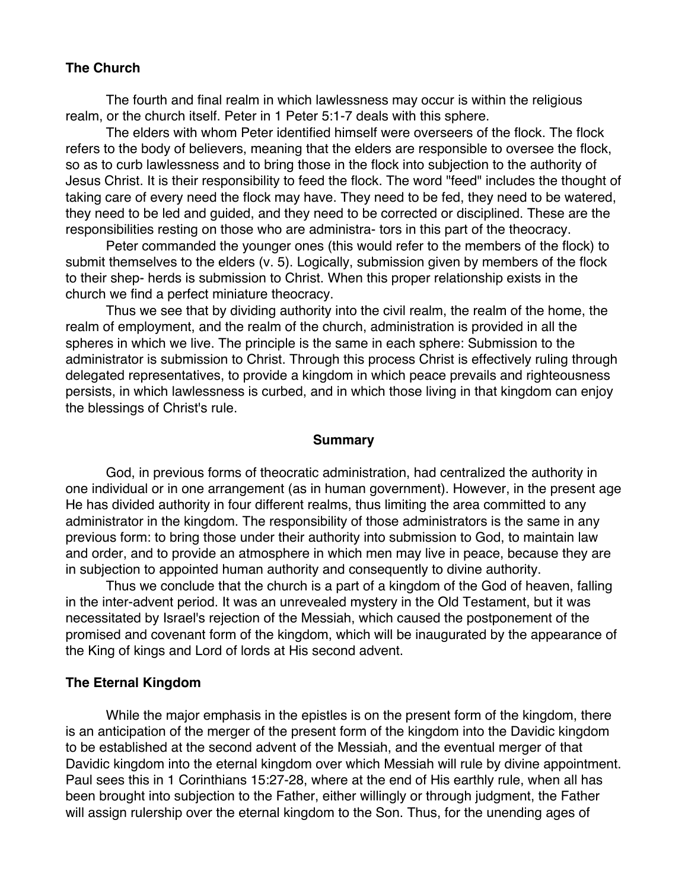### The Church

The fourth and final realm in which lawlessness may occur is within the religious realm, or the church itself. Peter in 1 Peter 5:1-7 deals with this sphere.

The elders with whom Peter identified himself were overseers of the flock. The flock refers to the body of believers, meaning that the elders are responsible to oversee the flock, so as to curb lawlessness and to bring those in the flock into subjection to the authority of Jesus Christ. It is their responsibility to feed the flock. The word "feed" includes the thought of taking care of every need the flock may have. They need to be fed, they need to be watered, they need to be led and guided, and they need to be corrected or disciplined. These are the responsibilities resting on those who are administra- tors in this part of the theocracy.

Peter commanded the younger ones (this would refer to the members of the flock) to submit themselves to the elders (v. 5). Logically, submission given by members of the flock to their shep- herds is submission to Christ. When this proper relationship exists in the church we find a perfect miniature theocracy.

Thus we see that by dividing authority into the civil realm, the realm of the home, the realm of employment, and the realm of the church, administration is provided in all the spheres in which we live. The principle is the same in each sphere: Submission to the administrator is submission to Christ. Through this process Christ is effectively ruling through delegated representatives, to provide a kingdom in which peace prevails and righteousness persists, in which lawlessness is curbed, and in which those living in that kingdom can enjoy the blessings of Christ's rule.

## Summary

God, in previous forms of theocratic administration, had centralized the authority in one individual or in one arrangement (as in human government). However, in the present age He has divided authority in four different realms, thus limiting the area committed to any administrator in the kingdom. The responsibility of those administrators is the same in any previous form: to bring those under their authority into submission to God, to maintain law and order, and to provide an atmosphere in which men may live in peace, because they are in subjection to appointed human authority and consequently to divine authority.

Thus we conclude that the church is a part of a kingdom of the God of heaven, falling in the inter-advent period. It was an unrevealed mystery in the Old Testament, but it was necessitated by Israel's rejection of the Messiah, which caused the postponement of the promised and covenant form of the kingdom, which will be inaugurated by the appearance of the King of kings and Lord of lords at His second advent.

### The Eternal Kingdom

While the major emphasis in the epistles is on the present form of the kingdom, there is an anticipation of the merger of the present form of the kingdom into the Davidic kingdom to be established at the second advent of the Messiah, and the eventual merger of that Davidic kingdom into the eternal kingdom over which Messiah will rule by divine appointment. Paul sees this in 1 Corinthians 15:27-28, where at the end of His earthly rule, when all has been brought into subjection to the Father, either willingly or through judgment, the Father will assign rulership over the eternal kingdom to the Son. Thus, for the unending ages of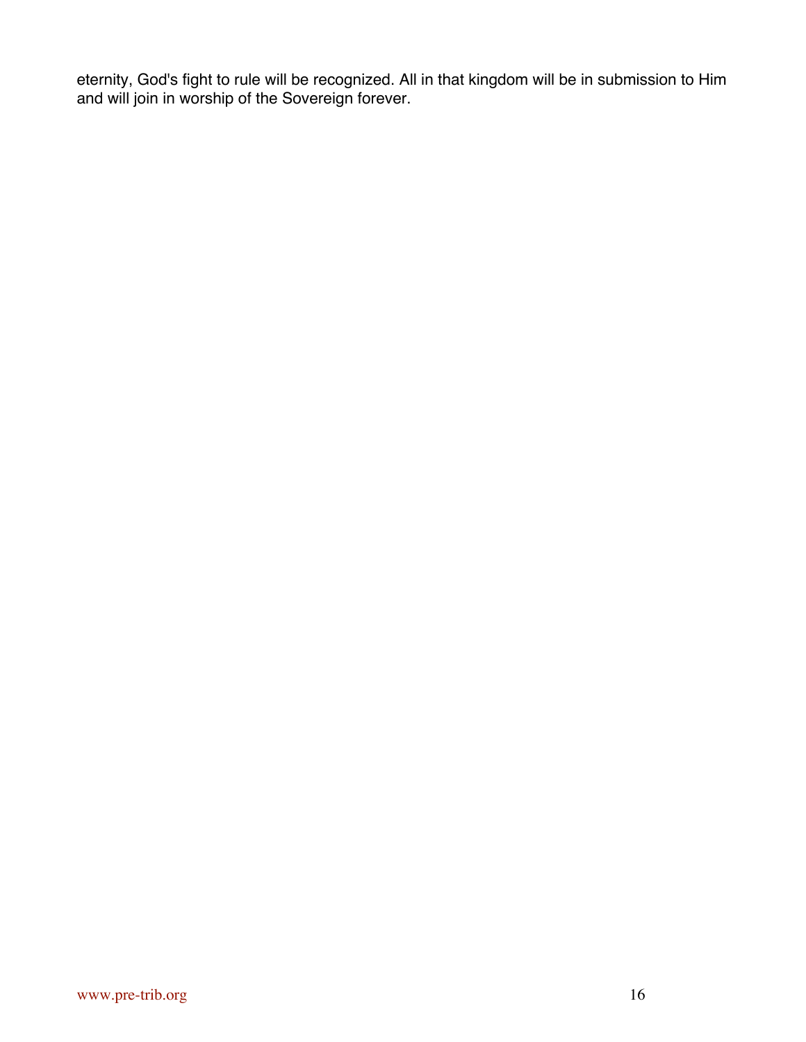eternity, God's fight to rule will be recognized. All in that kingdom will be in submission to Him and will join in worship of the Sovereign forever.